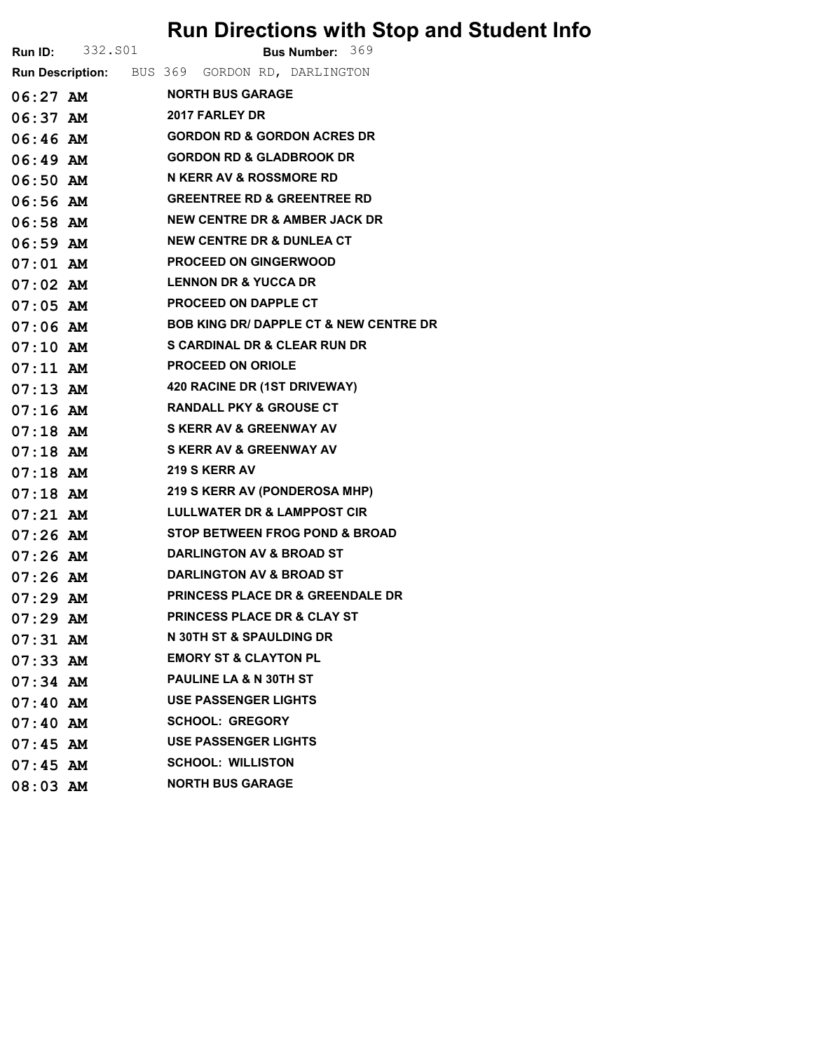# Run Directions with Stop and Student Info

**Run ID:** 332.S01 **Bus Number:** 369

**Run Description:** BUS 369 GORDON RD, DARLINGTON

| Time | Stop |
|---|---|
| 06:27 AM | NORTH BUS GARAGE |
| 06:37 AM | 2017 FARLEY DR |
| 06:46 AM | GORDON RD & GORDON ACRES DR |
| 06:49 AM | GORDON RD & GLADBROOK DR |
| 06:50 AM | N KERR AV & ROSSMORE RD |
| 06:56 AM | GREENTREE RD & GREENTREE RD |
| 06:58 AM | NEW CENTRE DR & AMBER JACK DR |
| 06:59 AM | NEW CENTRE DR & DUNLEA CT |
| 07:01 AM | PROCEED ON GINGERWOOD |
| 07:02 AM | LENNON DR & YUCCA DR |
| 07:05 AM | PROCEED ON DAPPLE CT |
| 07:06 AM | BOB KING DR/ DAPPLE CT & NEW CENTRE DR |
| 07:10 AM | S CARDINAL DR & CLEAR RUN DR |
| 07:11 AM | PROCEED ON ORIOLE |
| 07:13 AM | 420 RACINE DR (1ST DRIVEWAY) |
| 07:16 AM | RANDALL PKY & GROUSE CT |
| 07:18 AM | S KERR AV & GREENWAY AV |
| 07:18 AM | S KERR AV & GREENWAY AV |
| 07:18 AM | 219 S KERR AV |
| 07:18 AM | 219 S KERR AV (PONDEROSA MHP) |
| 07:21 AM | LULLWATER DR & LAMPPOST CIR |
| 07:26 AM | STOP BETWEEN FROG POND & BROAD |
| 07:26 AM | DARLINGTON AV & BROAD ST |
| 07:26 AM | DARLINGTON AV & BROAD ST |
| 07:29 AM | PRINCESS PLACE DR & GREENDALE DR |
| 07:29 AM | PRINCESS PLACE DR & CLAY ST |
| 07:31 AM | N 30TH ST & SPAULDING DR |
| 07:33 AM | EMORY ST & CLAYTON PL |
| 07:34 AM | PAULINE LA & N 30TH ST |
| 07:40 AM | USE PASSENGER LIGHTS |
| 07:40 AM | SCHOOL: GREGORY |
| 07:45 AM | USE PASSENGER LIGHTS |
| 07:45 AM | SCHOOL: WILLISTON |
| 08:03 AM | NORTH BUS GARAGE |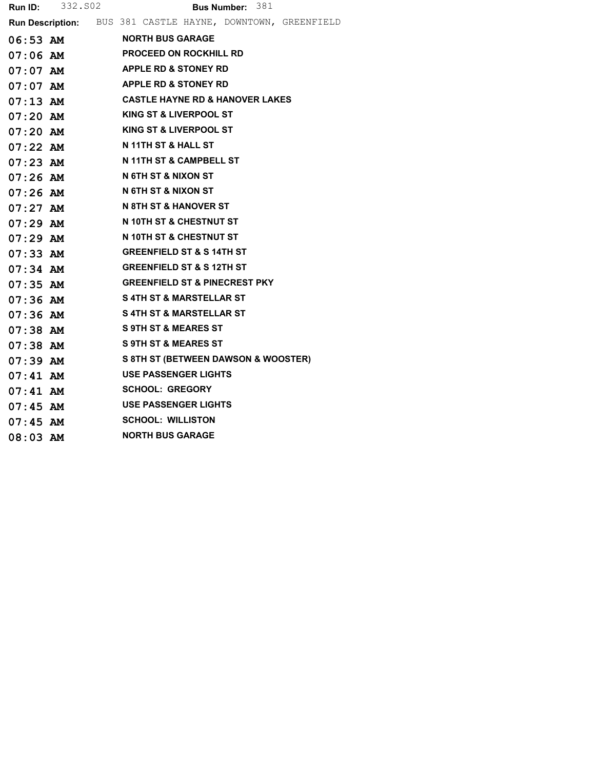**Run ID:** 332.S02 **Bus Number:** 381

**Run Description:** BUS 381 CASTLE HAYNE, DOWNTOWN, GREENFIELD

| Time | Location |
|---|---|
| 06:53 AM | NORTH BUS GARAGE |
| 07:06 AM | PROCEED ON ROCKHILL RD |
| 07:07 AM | APPLE RD & STONEY RD |
| 07:07 AM | APPLE RD & STONEY RD |
| 07:13 AM | CASTLE HAYNE RD & HANOVER LAKES |
| 07:20 AM | KING ST & LIVERPOOL ST |
| 07:20 AM | KING ST & LIVERPOOL ST |
| 07:22 AM | N 11TH ST & HALL ST |
| 07:23 AM | N 11TH ST & CAMPBELL ST |
| 07:26 AM | N 6TH ST & NIXON ST |
| 07:26 AM | N 6TH ST & NIXON ST |
| 07:27 AM | N 8TH ST & HANOVER ST |
| 07:29 AM | N 10TH ST & CHESTNUT ST |
| 07:29 AM | N 10TH ST & CHESTNUT ST |
| 07:33 AM | GREENFIELD ST & S 14TH ST |
| 07:34 AM | GREENFIELD ST & S 12TH ST |
| 07:35 AM | GREENFIELD ST & PINECREST PKY |
| 07:36 AM | S 4TH ST & MARSTELLAR ST |
| 07:36 AM | S 4TH ST & MARSTELLAR ST |
| 07:38 AM | S 9TH ST & MEARES ST |
| 07:38 AM | S 9TH ST & MEARES ST |
| 07:39 AM | S 8TH ST (BETWEEN DAWSON & WOOSTER) |
| 07:41 AM | USE PASSENGER LIGHTS |
| 07:41 AM | SCHOOL: GREGORY |
| 07:45 AM | USE PASSENGER LIGHTS |
| 07:45 AM | SCHOOL: WILLISTON |
| 08:03 AM | NORTH BUS GARAGE |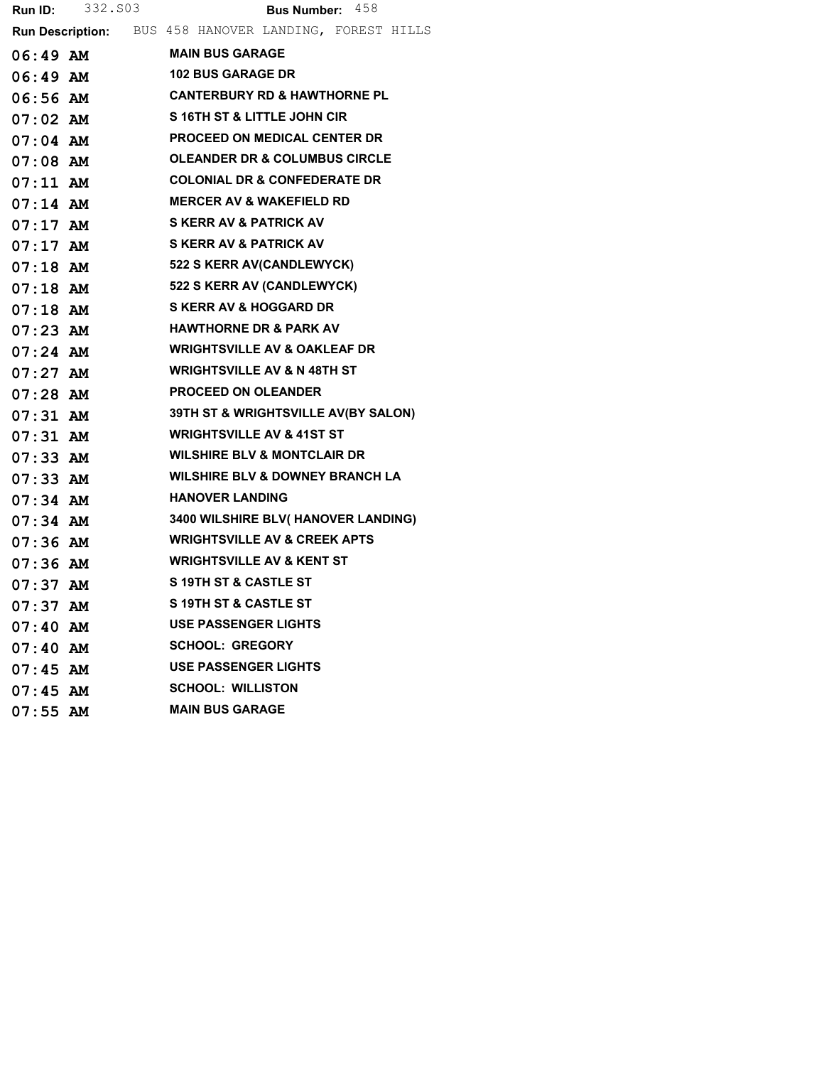**Run ID:** 332.S03 **Bus Number:** 458

**Run Description:** BUS 458 HANOVER LANDING, FOREST HILLS

| Time | Stop |
|---|---|
| 06:49 AM | MAIN BUS GARAGE |
| 06:49 AM | 102 BUS GARAGE DR |
| 06:56 AM | CANTERBURY RD & HAWTHORNE PL |
| 07:02 AM | S 16TH ST & LITTLE JOHN CIR |
| 07:04 AM | PROCEED ON MEDICAL CENTER DR |
| 07:08 AM | OLEANDER DR & COLUMBUS CIRCLE |
| 07:11 AM | COLONIAL DR & CONFEDERATE DR |
| 07:14 AM | MERCER AV & WAKEFIELD RD |
| 07:17 AM | S KERR AV & PATRICK AV |
| 07:17 AM | S KERR AV & PATRICK AV |
| 07:18 AM | 522 S KERR AV(CANDLEWYCK) |
| 07:18 AM | 522 S KERR AV (CANDLEWYCK) |
| 07:18 AM | S KERR AV & HOGGARD DR |
| 07:23 AM | HAWTHORNE DR & PARK AV |
| 07:24 AM | WRIGHTSVILLE AV & OAKLEAF DR |
| 07:27 AM | WRIGHTSVILLE AV & N 48TH ST |
| 07:28 AM | PROCEED ON OLEANDER |
| 07:31 AM | 39TH ST & WRIGHTSVILLE AV(BY SALON) |
| 07:31 AM | WRIGHTSVILLE AV & 41ST ST |
| 07:33 AM | WILSHIRE BLV & MONTCLAIR DR |
| 07:33 AM | WILSHIRE BLV & DOWNEY BRANCH LA |
| 07:34 AM | HANOVER LANDING |
| 07:34 AM | 3400 WILSHIRE BLV( HANOVER LANDING) |
| 07:36 AM | WRIGHTSVILLE AV & CREEK APTS |
| 07:36 AM | WRIGHTSVILLE AV & KENT ST |
| 07:37 AM | S 19TH ST & CASTLE ST |
| 07:37 AM | S 19TH ST & CASTLE ST |
| 07:40 AM | USE PASSENGER LIGHTS |
| 07:40 AM | SCHOOL: GREGORY |
| 07:45 AM | USE PASSENGER LIGHTS |
| 07:45 AM | SCHOOL: WILLISTON |
| 07:55 AM | MAIN BUS GARAGE |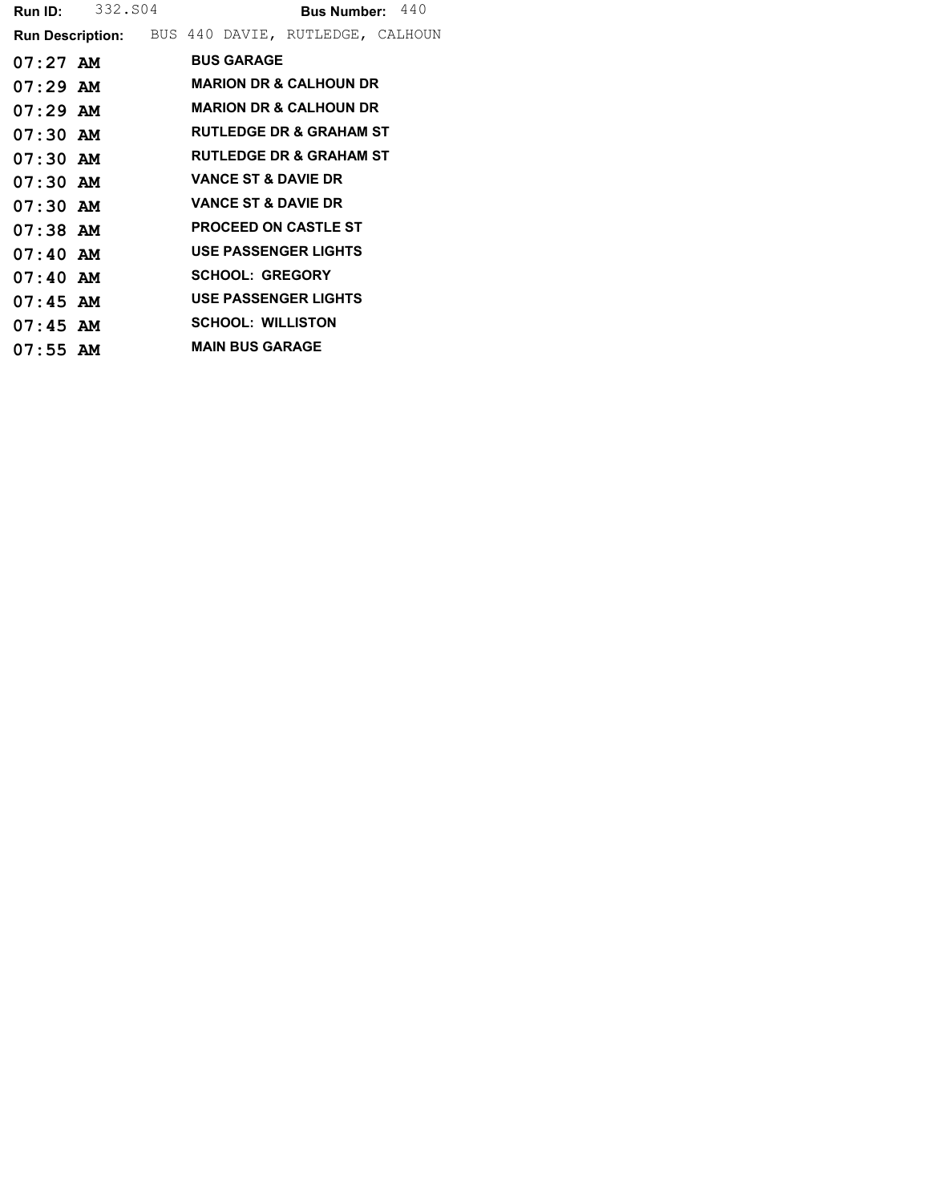**Run ID:** 332.S04 **Bus Number:** 440

**Run Description:** BUS 440 DAVIE, RUTLEDGE, CALHOUN

| | |
|---|---|
| **07:27 AM** | **BUS GARAGE** |
| **07:29 AM** | **MARION DR & CALHOUN DR** |
| **07:29 AM** | **MARION DR & CALHOUN DR** |
| **07:30 AM** | **RUTLEDGE DR & GRAHAM ST** |
| **07:30 AM** | **RUTLEDGE DR & GRAHAM ST** |
| **07:30 AM** | **VANCE ST & DAVIE DR** |
| **07:30 AM** | **VANCE ST & DAVIE DR** |
| **07:38 AM** | **PROCEED ON CASTLE ST** |
| **07:40 AM** | **USE PASSENGER LIGHTS** |
| **07:40 AM** | **SCHOOL: GREGORY** |
| **07:45 AM** | **USE PASSENGER LIGHTS** |
| **07:45 AM** | **SCHOOL: WILLISTON** |
| **07:55 AM** | **MAIN BUS GARAGE** |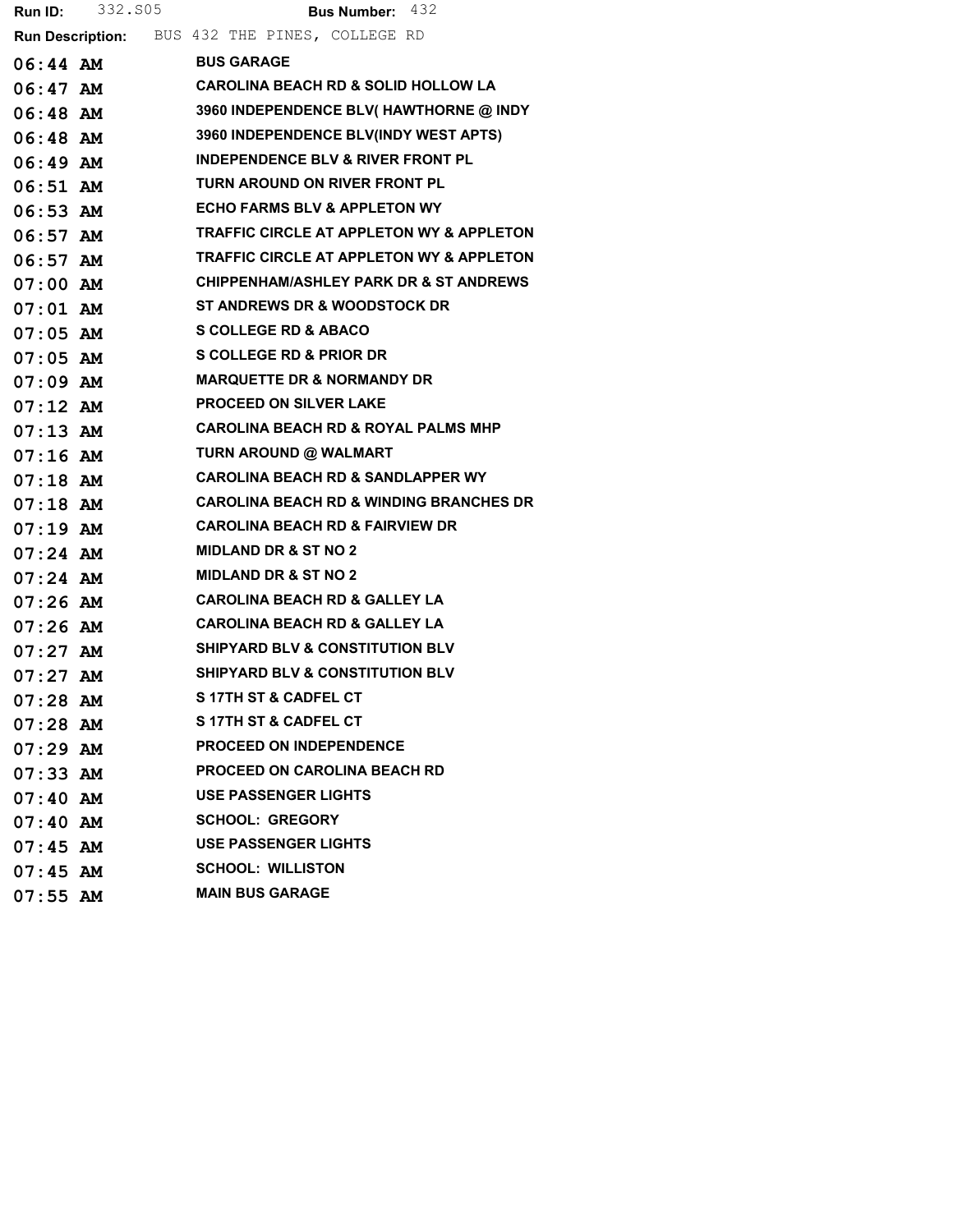**Run ID:** 332.S05 **Bus Number:** 432

**Run Description:** BUS 432 THE PINES, COLLEGE RD

| Time | Stop |
| --- | --- |
| 06:44 AM | BUS GARAGE |
| 06:47 AM | CAROLINA BEACH RD & SOLID HOLLOW LA |
| 06:48 AM | 3960 INDEPENDENCE BLV( HAWTHORNE @ INDY |
| 06:48 AM | 3960 INDEPENDENCE BLV(INDY WEST APTS) |
| 06:49 AM | INDEPENDENCE BLV & RIVER FRONT PL |
| 06:51 AM | TURN AROUND ON RIVER FRONT PL |
| 06:53 AM | ECHO FARMS BLV & APPLETON WY |
| 06:57 AM | TRAFFIC CIRCLE AT APPLETON WY & APPLETON |
| 06:57 AM | TRAFFIC CIRCLE AT APPLETON WY & APPLETON |
| 07:00 AM | CHIPPENHAM/ASHLEY PARK DR & ST ANDREWS |
| 07:01 AM | ST ANDREWS DR & WOODSTOCK DR |
| 07:05 AM | S COLLEGE RD & ABACO |
| 07:05 AM | S COLLEGE RD & PRIOR DR |
| 07:09 AM | MARQUETTE DR & NORMANDY DR |
| 07:12 AM | PROCEED ON SILVER LAKE |
| 07:13 AM | CAROLINA BEACH RD & ROYAL PALMS MHP |
| 07:16 AM | TURN AROUND @ WALMART |
| 07:18 AM | CAROLINA BEACH RD & SANDLAPPER WY |
| 07:18 AM | CAROLINA BEACH RD & WINDING BRANCHES DR |
| 07:19 AM | CAROLINA BEACH RD & FAIRVIEW DR |
| 07:24 AM | MIDLAND DR & ST NO 2 |
| 07:24 AM | MIDLAND DR & ST NO 2 |
| 07:26 AM | CAROLINA BEACH RD & GALLEY LA |
| 07:26 AM | CAROLINA BEACH RD & GALLEY LA |
| 07:27 AM | SHIPYARD BLV & CONSTITUTION BLV |
| 07:27 AM | SHIPYARD BLV & CONSTITUTION BLV |
| 07:28 AM | S 17TH ST & CADFEL CT |
| 07:28 AM | S 17TH ST & CADFEL CT |
| 07:29 AM | PROCEED ON INDEPENDENCE |
| 07:33 AM | PROCEED ON CAROLINA BEACH RD |
| 07:40 AM | USE PASSENGER LIGHTS |
| 07:40 AM | SCHOOL: GREGORY |
| 07:45 AM | USE PASSENGER LIGHTS |
| 07:45 AM | SCHOOL: WILLISTON |
| 07:55 AM | MAIN BUS GARAGE |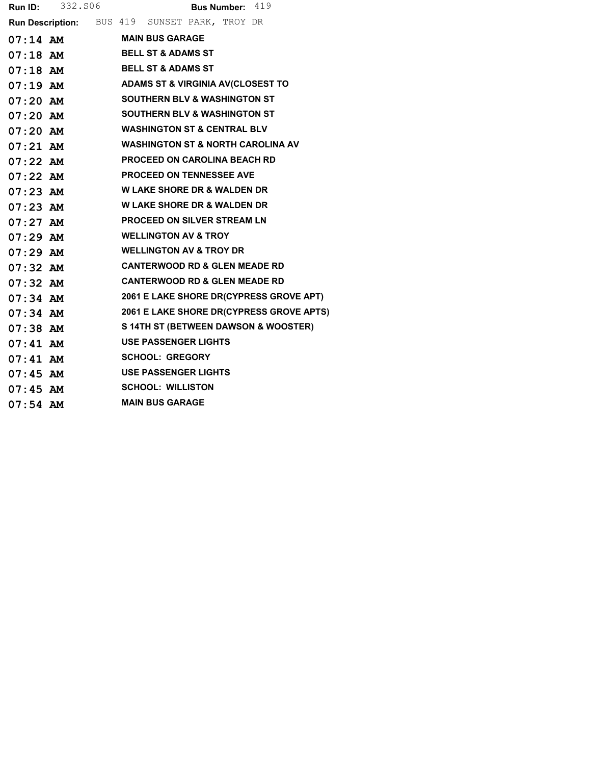**Run ID:** 332.S06 **Bus Number:** 419

**Run Description:** BUS 419 SUNSET PARK, TROY DR

| | |
|---|---|
| **07:14 AM** | **MAIN BUS GARAGE** |
| **07:18 AM** | **BELL ST & ADAMS ST** |
| **07:18 AM** | **BELL ST & ADAMS ST** |
| **07:19 AM** | **ADAMS ST & VIRGINIA AV(CLOSEST TO** |
| **07:20 AM** | **SOUTHERN BLV & WASHINGTON ST** |
| **07:20 AM** | **SOUTHERN BLV & WASHINGTON ST** |
| **07:20 AM** | **WASHINGTON ST & CENTRAL BLV** |
| **07:21 AM** | **WASHINGTON ST & NORTH CAROLINA AV** |
| **07:22 AM** | **PROCEED ON CAROLINA BEACH RD** |
| **07:22 AM** | **PROCEED ON TENNESSEE AVE** |
| **07:23 AM** | **W LAKE SHORE DR & WALDEN DR** |
| **07:23 AM** | **W LAKE SHORE DR & WALDEN DR** |
| **07:27 AM** | **PROCEED ON SILVER STREAM LN** |
| **07:29 AM** | **WELLINGTON AV & TROY** |
| **07:29 AM** | **WELLINGTON AV & TROY DR** |
| **07:32 AM** | **CANTERWOOD RD & GLEN MEADE RD** |
| **07:32 AM** | **CANTERWOOD RD & GLEN MEADE RD** |
| **07:34 AM** | **2061 E LAKE SHORE DR(CYPRESS GROVE APT)** |
| **07:34 AM** | **2061 E LAKE SHORE DR(CYPRESS GROVE APTS)** |
| **07:38 AM** | **S 14TH ST (BETWEEN DAWSON & WOOSTER)** |
| **07:41 AM** | **USE PASSENGER LIGHTS** |
| **07:41 AM** | **SCHOOL: GREGORY** |
| **07:45 AM** | **USE PASSENGER LIGHTS** |
| **07:45 AM** | **SCHOOL: WILLISTON** |
| **07:54 AM** | **MAIN BUS GARAGE** |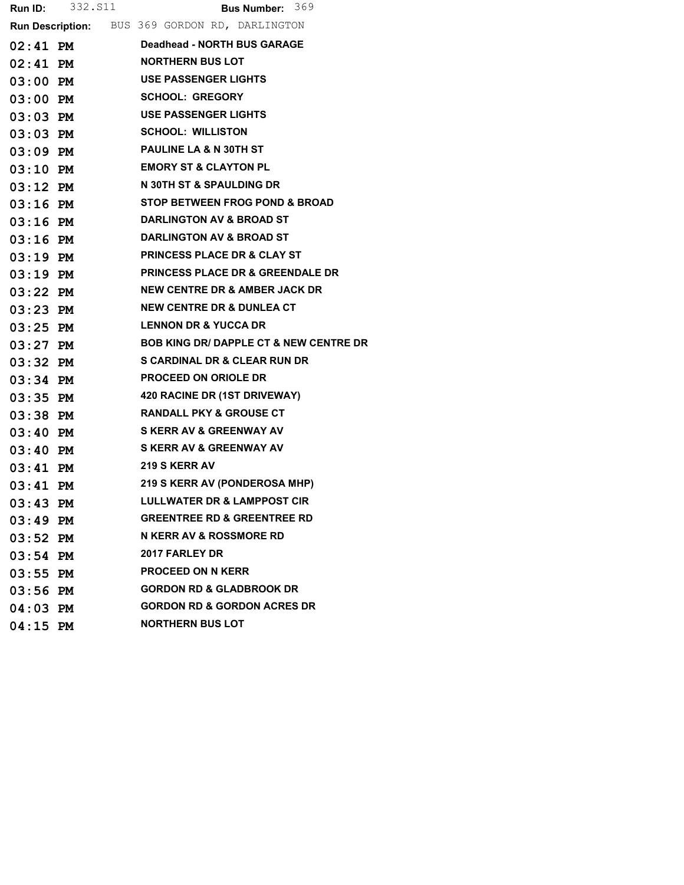**Run ID:** 332.S11 **Bus Number:** 369

**Run Description:** BUS 369 GORDON RD, DARLINGTON

| Time | Stop |
|---|---|
| 02:41 PM | Deadhead - NORTH BUS GARAGE |
| 02:41 PM | NORTHERN BUS LOT |
| 03:00 PM | USE PASSENGER LIGHTS |
| 03:00 PM | SCHOOL: GREGORY |
| 03:03 PM | USE PASSENGER LIGHTS |
| 03:03 PM | SCHOOL: WILLISTON |
| 03:09 PM | PAULINE LA & N 30TH ST |
| 03:10 PM | EMORY ST & CLAYTON PL |
| 03:12 PM | N 30TH ST & SPAULDING DR |
| 03:16 PM | STOP BETWEEN FROG POND & BROAD |
| 03:16 PM | DARLINGTON AV & BROAD ST |
| 03:16 PM | DARLINGTON AV & BROAD ST |
| 03:19 PM | PRINCESS PLACE DR & CLAY ST |
| 03:19 PM | PRINCESS PLACE DR & GREENDALE DR |
| 03:22 PM | NEW CENTRE DR & AMBER JACK DR |
| 03:23 PM | NEW CENTRE DR & DUNLEA CT |
| 03:25 PM | LENNON DR & YUCCA DR |
| 03:27 PM | BOB KING DR/ DAPPLE CT & NEW CENTRE DR |
| 03:32 PM | S CARDINAL DR & CLEAR RUN DR |
| 03:34 PM | PROCEED ON ORIOLE DR |
| 03:35 PM | 420 RACINE DR (1ST DRIVEWAY) |
| 03:38 PM | RANDALL PKY & GROUSE CT |
| 03:40 PM | S KERR AV & GREENWAY AV |
| 03:40 PM | S KERR AV & GREENWAY AV |
| 03:41 PM | 219 S KERR AV |
| 03:41 PM | 219 S KERR AV (PONDEROSA MHP) |
| 03:43 PM | LULLWATER DR & LAMPPOST CIR |
| 03:49 PM | GREENTREE RD & GREENTREE RD |
| 03:52 PM | N KERR AV & ROSSMORE RD |
| 03:54 PM | 2017 FARLEY DR |
| 03:55 PM | PROCEED ON N KERR |
| 03:56 PM | GORDON RD & GLADBROOK DR |
| 04:03 PM | GORDON RD & GORDON ACRES DR |
| 04:15 PM | NORTHERN BUS LOT |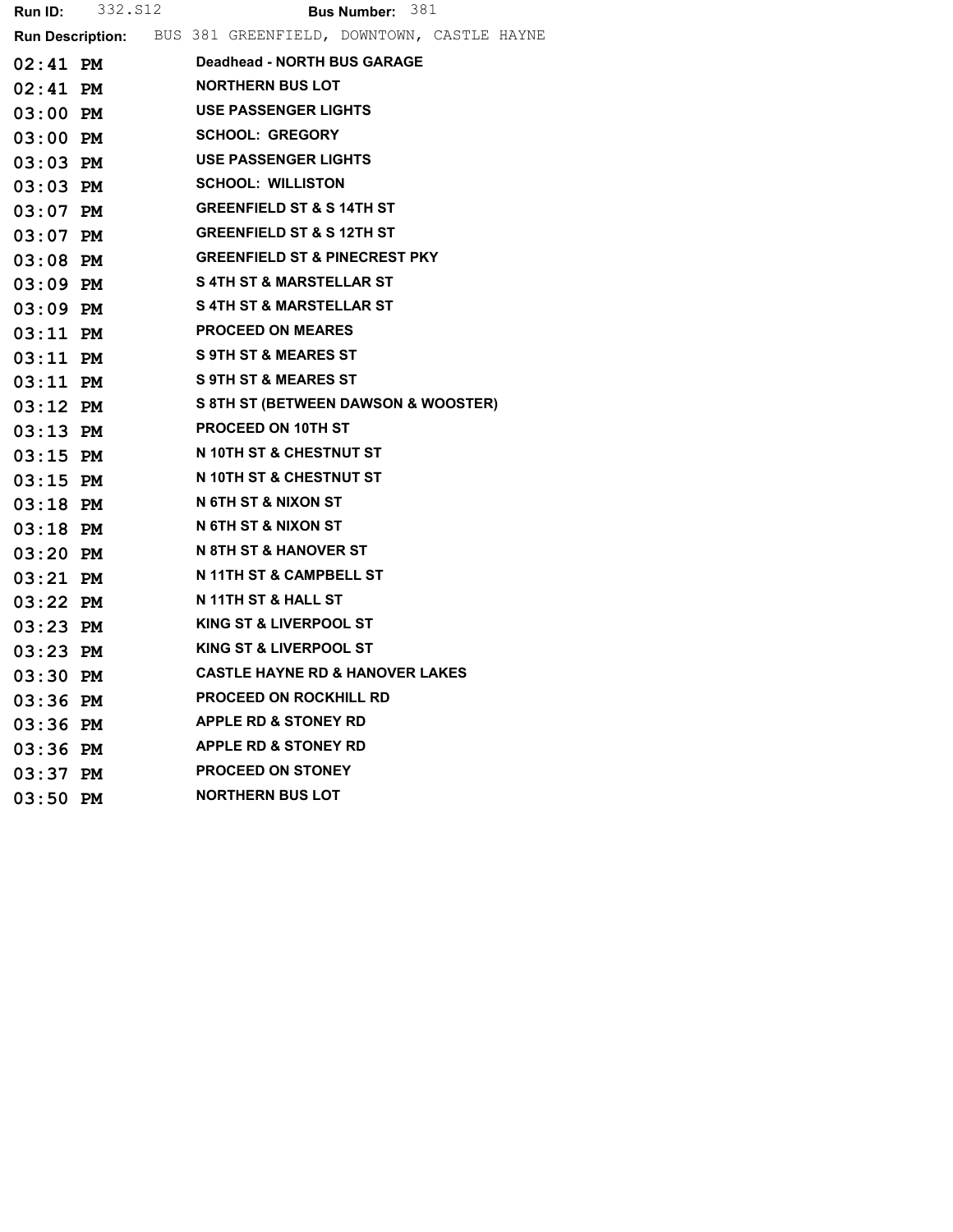**Run ID:** 332.S12 **Bus Number:** 381

**Run Description:** BUS 381 GREENFIELD, DOWNTOWN, CASTLE HAYNE

| Time | Stop |
|---|---|
| 02:41 PM | Deadhead - NORTH BUS GARAGE |
| 02:41 PM | NORTHERN BUS LOT |
| 03:00 PM | USE PASSENGER LIGHTS |
| 03:00 PM | SCHOOL: GREGORY |
| 03:03 PM | USE PASSENGER LIGHTS |
| 03:03 PM | SCHOOL: WILLISTON |
| 03:07 PM | GREENFIELD ST & S 14TH ST |
| 03:07 PM | GREENFIELD ST & S 12TH ST |
| 03:08 PM | GREENFIELD ST & PINECREST PKY |
| 03:09 PM | S 4TH ST & MARSTELLAR ST |
| 03:09 PM | S 4TH ST & MARSTELLAR ST |
| 03:11 PM | PROCEED ON MEARES |
| 03:11 PM | S 9TH ST & MEARES ST |
| 03:11 PM | S 9TH ST & MEARES ST |
| 03:12 PM | S 8TH ST (BETWEEN DAWSON & WOOSTER) |
| 03:13 PM | PROCEED ON 10TH ST |
| 03:15 PM | N 10TH ST & CHESTNUT ST |
| 03:15 PM | N 10TH ST & CHESTNUT ST |
| 03:18 PM | N 6TH ST & NIXON ST |
| 03:18 PM | N 6TH ST & NIXON ST |
| 03:20 PM | N 8TH ST & HANOVER ST |
| 03:21 PM | N 11TH ST & CAMPBELL ST |
| 03:22 PM | N 11TH ST & HALL ST |
| 03:23 PM | KING ST & LIVERPOOL ST |
| 03:23 PM | KING ST & LIVERPOOL ST |
| 03:30 PM | CASTLE HAYNE RD & HANOVER LAKES |
| 03:36 PM | PROCEED ON ROCKHILL RD |
| 03:36 PM | APPLE RD & STONEY RD |
| 03:36 PM | APPLE RD & STONEY RD |
| 03:37 PM | PROCEED ON STONEY |
| 03:50 PM | NORTHERN BUS LOT |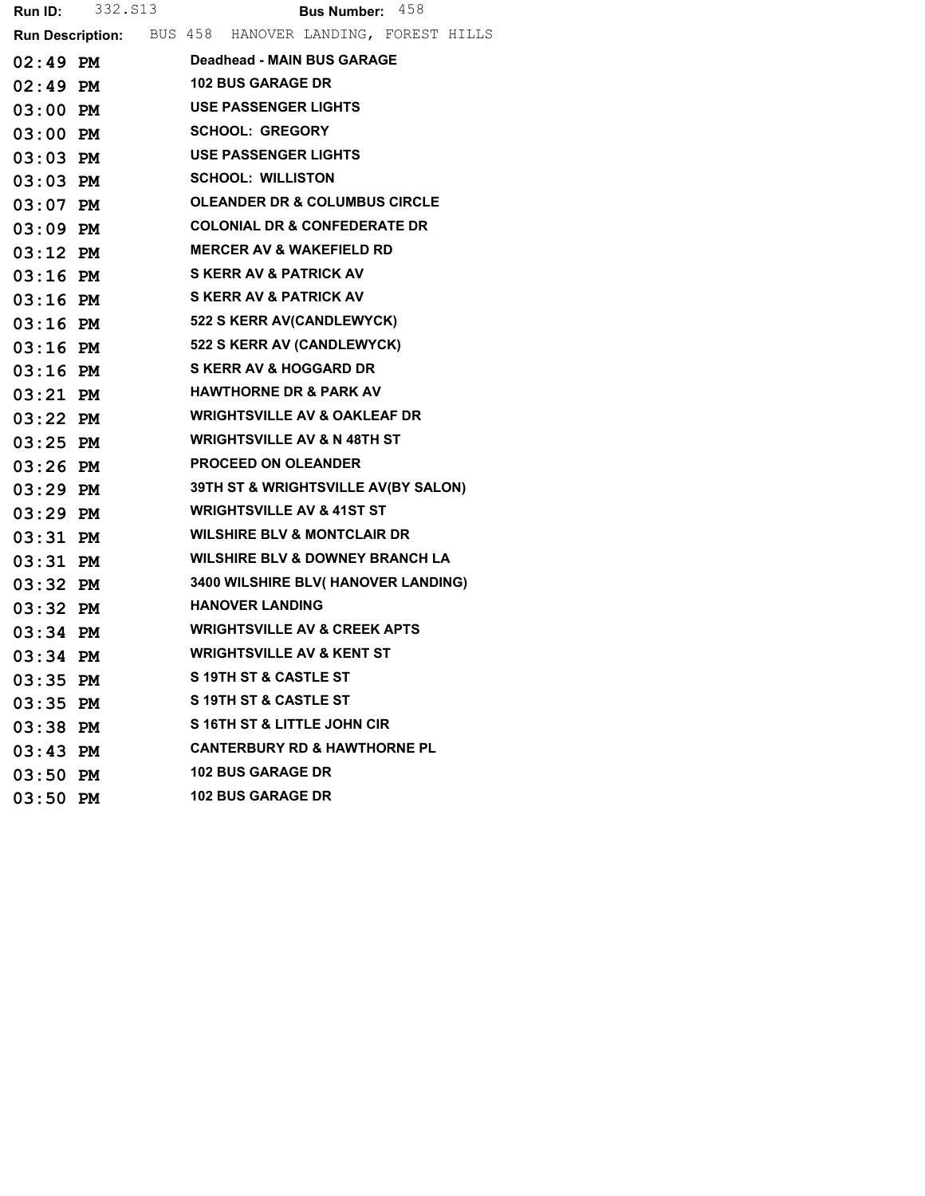**Run ID:** 332.S13 **Bus Number:** 458

**Run Description:** BUS 458 HANOVER LANDING, FOREST HILLS

| Time | Stop |
|---|---|
| 02:49 PM | Deadhead - MAIN BUS GARAGE |
| 02:49 PM | 102 BUS GARAGE DR |
| 03:00 PM | USE PASSENGER LIGHTS |
| 03:00 PM | SCHOOL: GREGORY |
| 03:03 PM | USE PASSENGER LIGHTS |
| 03:03 PM | SCHOOL: WILLISTON |
| 03:07 PM | OLEANDER DR & COLUMBUS CIRCLE |
| 03:09 PM | COLONIAL DR & CONFEDERATE DR |
| 03:12 PM | MERCER AV & WAKEFIELD RD |
| 03:16 PM | S KERR AV & PATRICK AV |
| 03:16 PM | S KERR AV & PATRICK AV |
| 03:16 PM | 522 S KERR AV(CANDLEWYCK) |
| 03:16 PM | 522 S KERR AV (CANDLEWYCK) |
| 03:16 PM | S KERR AV & HOGGARD DR |
| 03:21 PM | HAWTHORNE DR & PARK AV |
| 03:22 PM | WRIGHTSVILLE AV & OAKLEAF DR |
| 03:25 PM | WRIGHTSVILLE AV & N 48TH ST |
| 03:26 PM | PROCEED ON OLEANDER |
| 03:29 PM | 39TH ST & WRIGHTSVILLE AV(BY SALON) |
| 03:29 PM | WRIGHTSVILLE AV & 41ST ST |
| 03:31 PM | WILSHIRE BLV & MONTCLAIR DR |
| 03:31 PM | WILSHIRE BLV & DOWNEY BRANCH LA |
| 03:32 PM | 3400 WILSHIRE BLV( HANOVER LANDING) |
| 03:32 PM | HANOVER LANDING |
| 03:34 PM | WRIGHTSVILLE AV & CREEK APTS |
| 03:34 PM | WRIGHTSVILLE AV & KENT ST |
| 03:35 PM | S 19TH ST & CASTLE ST |
| 03:35 PM | S 19TH ST & CASTLE ST |
| 03:38 PM | S 16TH ST & LITTLE JOHN CIR |
| 03:43 PM | CANTERBURY RD & HAWTHORNE PL |
| 03:50 PM | 102 BUS GARAGE DR |
| 03:50 PM | 102 BUS GARAGE DR |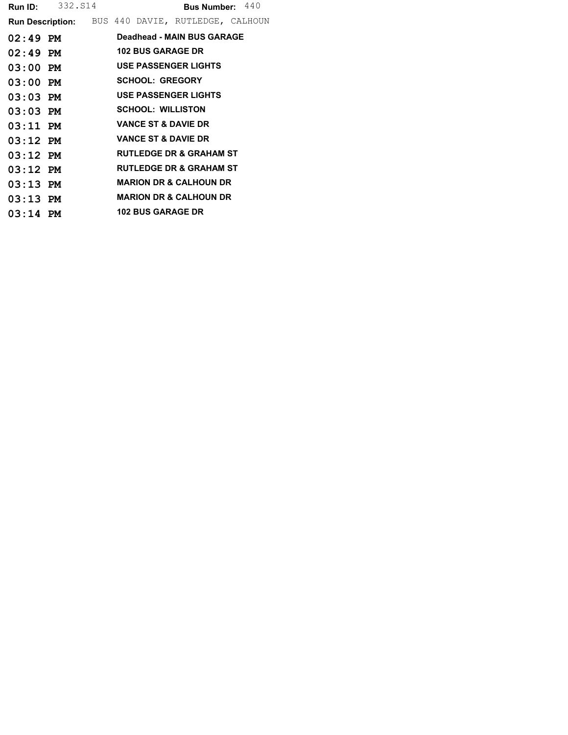**Run ID:** 332.S14 **Bus Number:** 440

**Run Description:** BUS 440 DAVIE, RUTLEDGE, CALHOUN

| Time | Stop |
| --- | --- |
| 02:49 PM | Deadhead - MAIN BUS GARAGE |
| 02:49 PM | 102 BUS GARAGE DR |
| 03:00 PM | USE PASSENGER LIGHTS |
| 03:00 PM | SCHOOL: GREGORY |
| 03:03 PM | USE PASSENGER LIGHTS |
| 03:03 PM | SCHOOL: WILLISTON |
| 03:11 PM | VANCE ST & DAVIE DR |
| 03:12 PM | VANCE ST & DAVIE DR |
| 03:12 PM | RUTLEDGE DR & GRAHAM ST |
| 03:12 PM | RUTLEDGE DR & GRAHAM ST |
| 03:13 PM | MARION DR & CALHOUN DR |
| 03:13 PM | MARION DR & CALHOUN DR |
| 03:14 PM | 102 BUS GARAGE DR |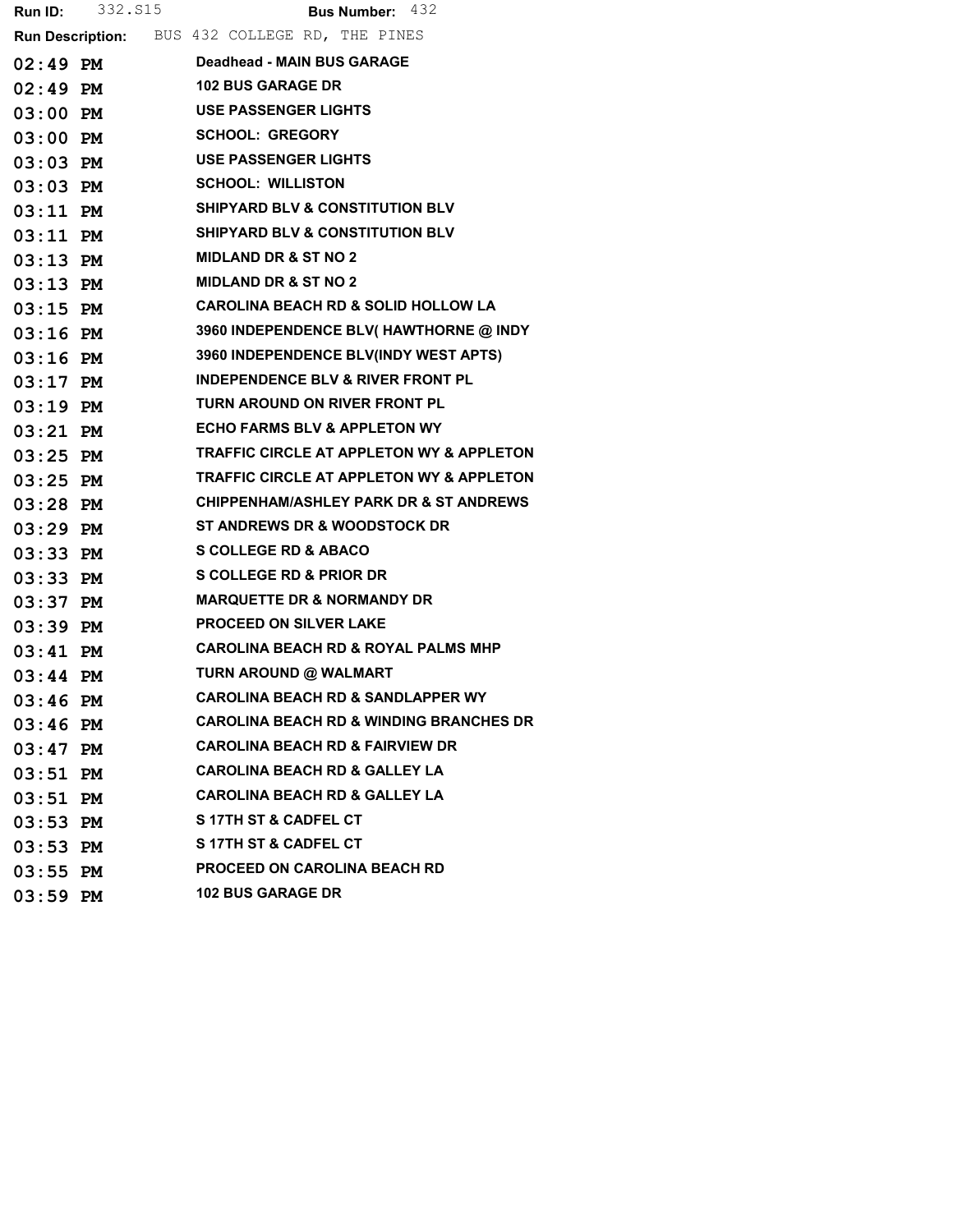**Run ID:** 332.S15 **Bus Number:** 432

**Run Description:** BUS 432 COLLEGE RD, THE PINES

| | |
|---|---|
| 02:49 PM | Deadhead - MAIN BUS GARAGE |
| 02:49 PM | 102 BUS GARAGE DR |
| 03:00 PM | USE PASSENGER LIGHTS |
| 03:00 PM | SCHOOL: GREGORY |
| 03:03 PM | USE PASSENGER LIGHTS |
| 03:03 PM | SCHOOL: WILLISTON |
| 03:11 PM | SHIPYARD BLV & CONSTITUTION BLV |
| 03:11 PM | SHIPYARD BLV & CONSTITUTION BLV |
| 03:13 PM | MIDLAND DR & ST NO 2 |
| 03:13 PM | MIDLAND DR & ST NO 2 |
| 03:15 PM | CAROLINA BEACH RD & SOLID HOLLOW LA |
| 03:16 PM | 3960 INDEPENDENCE BLV( HAWTHORNE @ INDY |
| 03:16 PM | 3960 INDEPENDENCE BLV(INDY WEST APTS) |
| 03:17 PM | INDEPENDENCE BLV & RIVER FRONT PL |
| 03:19 PM | TURN AROUND ON RIVER FRONT PL |
| 03:21 PM | ECHO FARMS BLV & APPLETON WY |
| 03:25 PM | TRAFFIC CIRCLE AT APPLETON WY & APPLETON |
| 03:25 PM | TRAFFIC CIRCLE AT APPLETON WY & APPLETON |
| 03:28 PM | CHIPPENHAM/ASHLEY PARK DR & ST ANDREWS |
| 03:29 PM | ST ANDREWS DR & WOODSTOCK DR |
| 03:33 PM | S COLLEGE RD & ABACO |
| 03:33 PM | S COLLEGE RD & PRIOR DR |
| 03:37 PM | MARQUETTE DR & NORMANDY DR |
| 03:39 PM | PROCEED ON SILVER LAKE |
| 03:41 PM | CAROLINA BEACH RD & ROYAL PALMS MHP |
| 03:44 PM | TURN AROUND @ WALMART |
| 03:46 PM | CAROLINA BEACH RD & SANDLAPPER WY |
| 03:46 PM | CAROLINA BEACH RD & WINDING BRANCHES DR |
| 03:47 PM | CAROLINA BEACH RD & FAIRVIEW DR |
| 03:51 PM | CAROLINA BEACH RD & GALLEY LA |
| 03:51 PM | CAROLINA BEACH RD & GALLEY LA |
| 03:53 PM | S 17TH ST & CADFEL CT |
| 03:53 PM | S 17TH ST & CADFEL CT |
| 03:55 PM | PROCEED ON CAROLINA BEACH RD |
| 03:59 PM | 102 BUS GARAGE DR |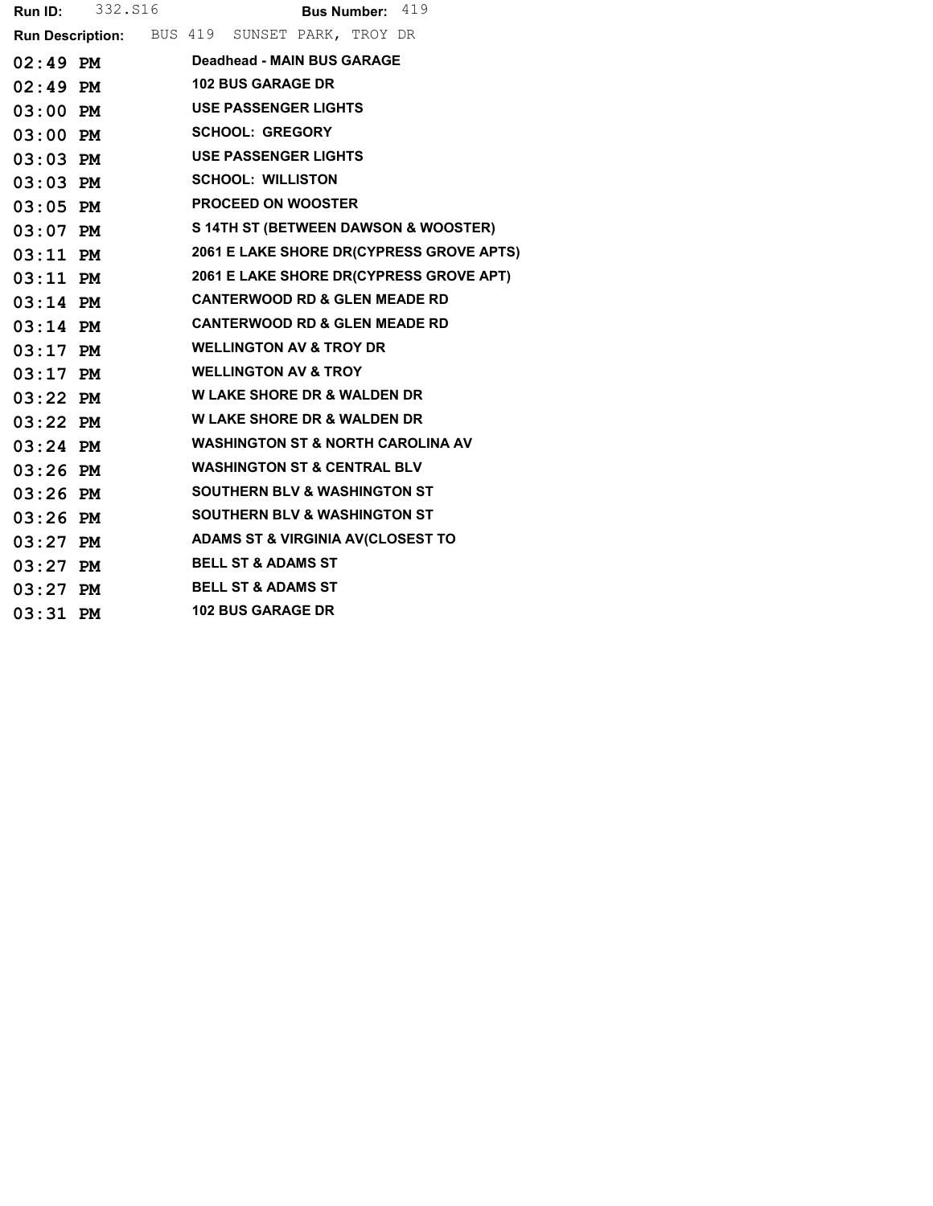**Run ID:** 332.S16 **Bus Number:** 419

**Run Description:** BUS 419 SUNSET PARK, TROY DR

| | |
|---|---|
| **02:49 PM** | **Deadhead - MAIN BUS GARAGE** |
| **02:49 PM** | **102 BUS GARAGE DR** |
| **03:00 PM** | **USE PASSENGER LIGHTS** |
| **03:00 PM** | **SCHOOL: GREGORY** |
| **03:03 PM** | **USE PASSENGER LIGHTS** |
| **03:03 PM** | **SCHOOL: WILLISTON** |
| **03:05 PM** | **PROCEED ON WOOSTER** |
| **03:07 PM** | **S 14TH ST (BETWEEN DAWSON & WOOSTER)** |
| **03:11 PM** | **2061 E LAKE SHORE DR(CYPRESS GROVE APTS)** |
| **03:11 PM** | **2061 E LAKE SHORE DR(CYPRESS GROVE APT)** |
| **03:14 PM** | **CANTERWOOD RD & GLEN MEADE RD** |
| **03:14 PM** | **CANTERWOOD RD & GLEN MEADE RD** |
| **03:17 PM** | **WELLINGTON AV & TROY DR** |
| **03:17 PM** | **WELLINGTON AV & TROY** |
| **03:22 PM** | **W LAKE SHORE DR & WALDEN DR** |
| **03:22 PM** | **W LAKE SHORE DR & WALDEN DR** |
| **03:24 PM** | **WASHINGTON ST & NORTH CAROLINA AV** |
| **03:26 PM** | **WASHINGTON ST & CENTRAL BLV** |
| **03:26 PM** | **SOUTHERN BLV & WASHINGTON ST** |
| **03:26 PM** | **SOUTHERN BLV & WASHINGTON ST** |
| **03:27 PM** | **ADAMS ST & VIRGINIA AV(CLOSEST TO** |
| **03:27 PM** | **BELL ST & ADAMS ST** |
| **03:27 PM** | **BELL ST & ADAMS ST** |
| **03:31 PM** | **102 BUS GARAGE DR** |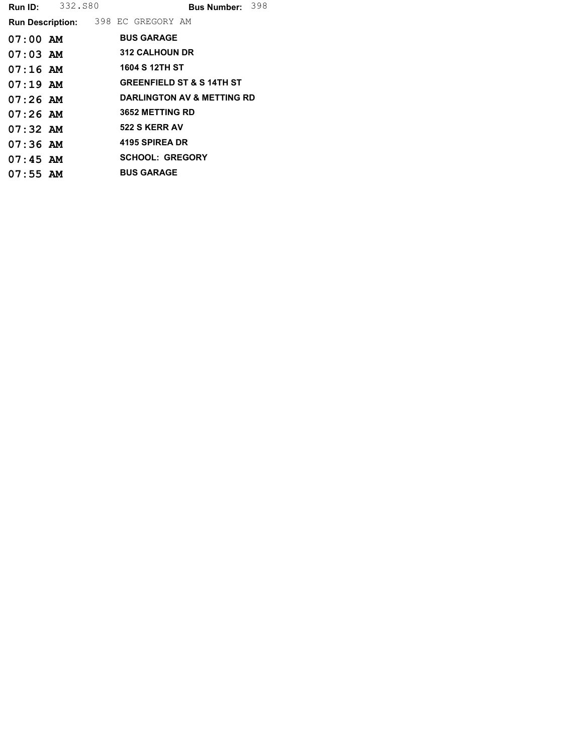**Run ID:** 332.S80 **Bus Number:** 398

**Run Description:** 398 EC GREGORY AM

| | |
|---|---|
| 07:00 AM | **BUS GARAGE** |
| 07:03 AM | **312 CALHOUN DR** |
| 07:16 AM | **1604 S 12TH ST** |
| 07:19 AM | **GREENFIELD ST & S 14TH ST** |
| 07:26 AM | **DARLINGTON AV & METTING RD** |
| 07:26 AM | **3652 METTING RD** |
| 07:32 AM | **522 S KERR AV** |
| 07:36 AM | **4195 SPIREA DR** |
| 07:45 AM | **SCHOOL: GREGORY** |
| 07:55 AM | **BUS GARAGE** |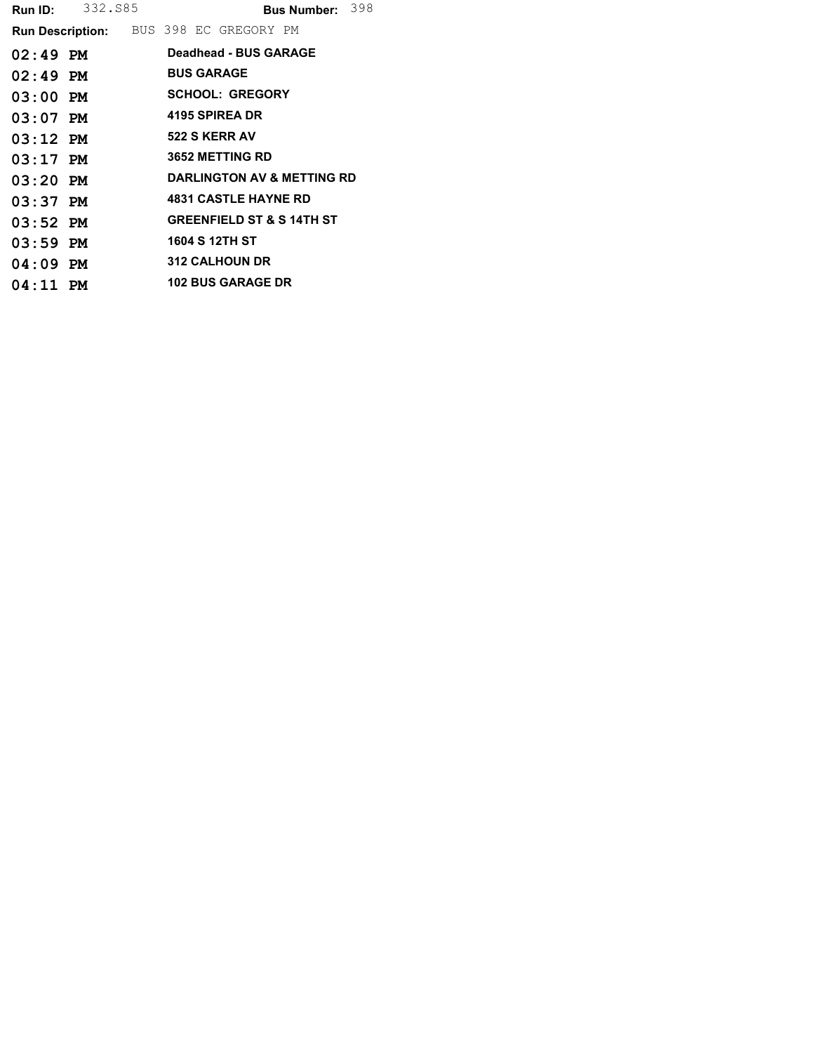**Run ID:** 332.S85 **Bus Number:** 398

**Run Description:** BUS 398 EC GREGORY PM

| | |
|---|---|
| **02:49 PM** | **Deadhead - BUS GARAGE** |
| **02:49 PM** | **BUS GARAGE** |
| **03:00 PM** | **SCHOOL: GREGORY** |
| **03:07 PM** | **4195 SPIREA DR** |
| **03:12 PM** | **522 S KERR AV** |
| **03:17 PM** | **3652 METTING RD** |
| **03:20 PM** | **DARLINGTON AV & METTING RD** |
| **03:37 PM** | **4831 CASTLE HAYNE RD** |
| **03:52 PM** | **GREENFIELD ST & S 14TH ST** |
| **03:59 PM** | **1604 S 12TH ST** |
| **04:09 PM** | **312 CALHOUN DR** |
| **04:11 PM** | **102 BUS GARAGE DR** |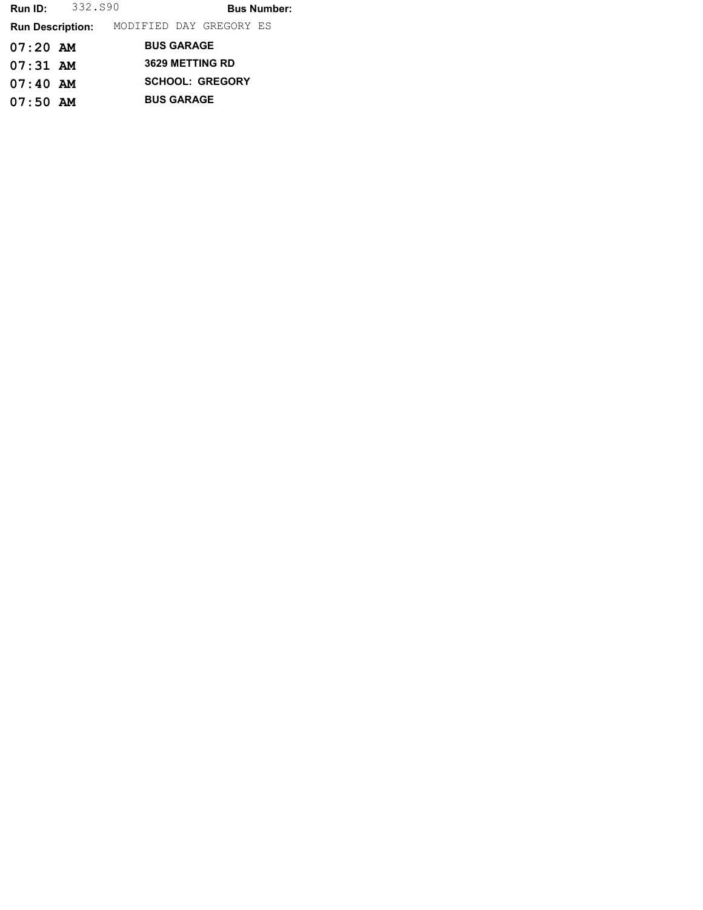**Run ID:** 332.S90 **Bus Number:**

**Run Description:** MODIFIED DAY GREGORY ES

| Time | Stop |
|---|---|
| **07:20 AM** | **BUS GARAGE** |
| **07:31 AM** | **3629 METTING RD** |
| **07:40 AM** | **SCHOOL: GREGORY** |
| **07:50 AM** | **BUS GARAGE** |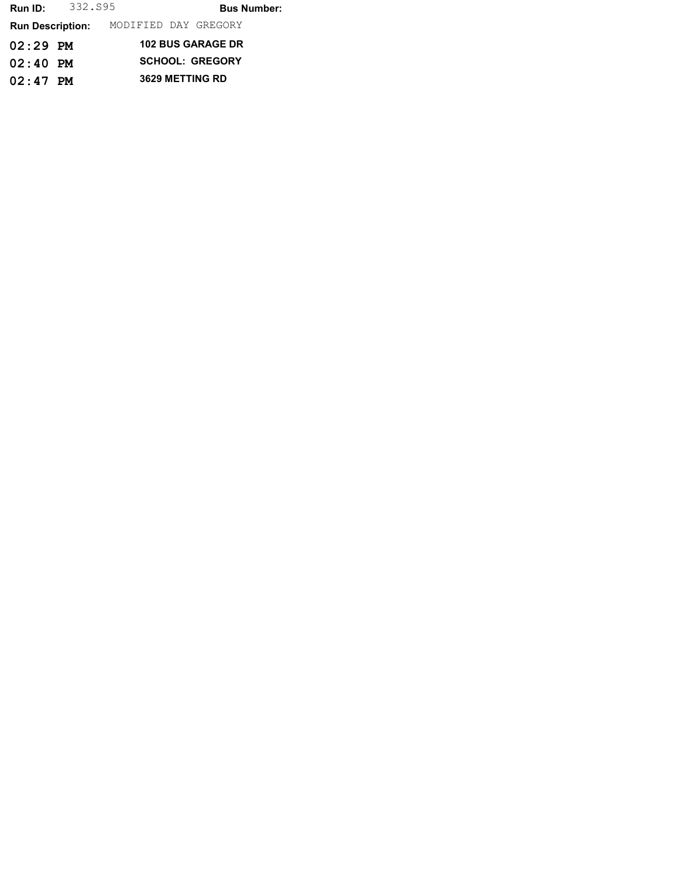**Run ID:** 332.S95 **Bus Number:**

**Run Description:** MODIFIED DAY GREGORY

| | |
|---|---|
| **02:29 PM** | **102 BUS GARAGE DR** |
| **02:40 PM** | **SCHOOL: GREGORY** |
| **02:47 PM** | **3629 METTING RD** |